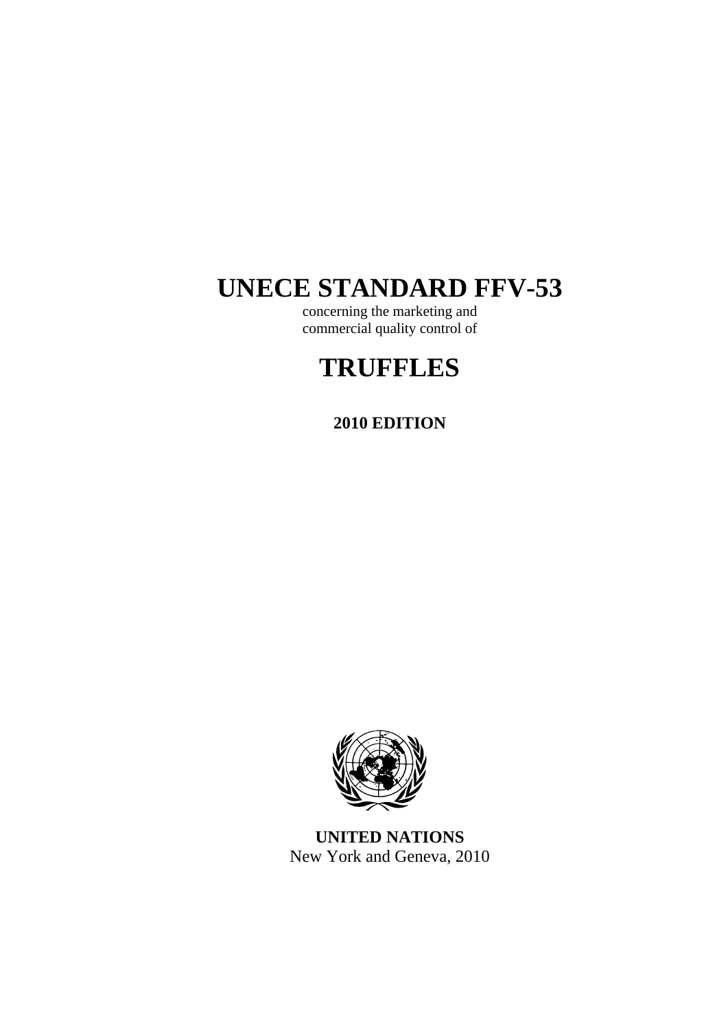# UNECE STANDARD FFV-53

concerning the marketing and
commercial quality control of

# TRUFFLES

**2010 EDITION**

**UNITED NATIONS**
New York and Geneva, 2010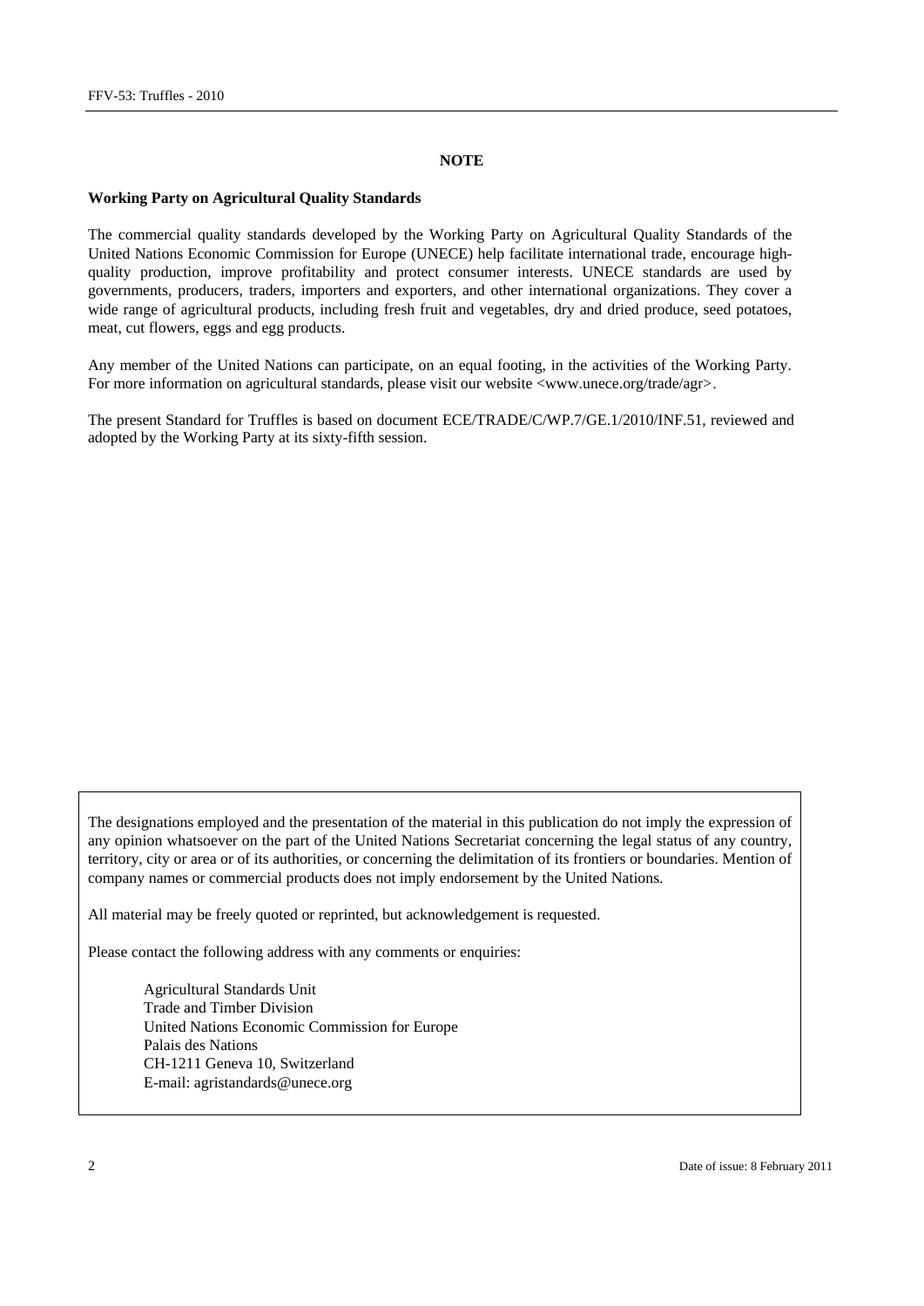## NOTE

**Working Party on Agricultural Quality Standards**

The commercial quality standards developed by the Working Party on Agricultural Quality Standards of the United Nations Economic Commission for Europe (UNECE) help facilitate international trade, encourage high-quality production, improve profitability and protect consumer interests. UNECE standards are used by governments, producers, traders, importers and exporters, and other international organizations. They cover a wide range of agricultural products, including fresh fruit and vegetables, dry and dried produce, seed potatoes, meat, cut flowers, eggs and egg products.

Any member of the United Nations can participate, on an equal footing, in the activities of the Working Party. For more information on agricultural standards, please visit our website <www.unece.org/trade/agr>.

The present Standard for Truffles is based on document ECE/TRADE/C/WP.7/GE.1/2010/INF.51, reviewed and adopted by the Working Party at its sixty-fifth session.

The designations employed and the presentation of the material in this publication do not imply the expression of any opinion whatsoever on the part of the United Nations Secretariat concerning the legal status of any country, territory, city or area or of its authorities, or concerning the delimitation of its frontiers or boundaries. Mention of company names or commercial products does not imply endorsement by the United Nations.

All material may be freely quoted or reprinted, but acknowledgement is requested.

Please contact the following address with any comments or enquiries:

Agricultural Standards Unit
Trade and Timber Division
United Nations Economic Commission for Europe
Palais des Nations
CH-1211 Geneva 10, Switzerland
E-mail: agristandards@unece.org

Date of issue: 8 February 2011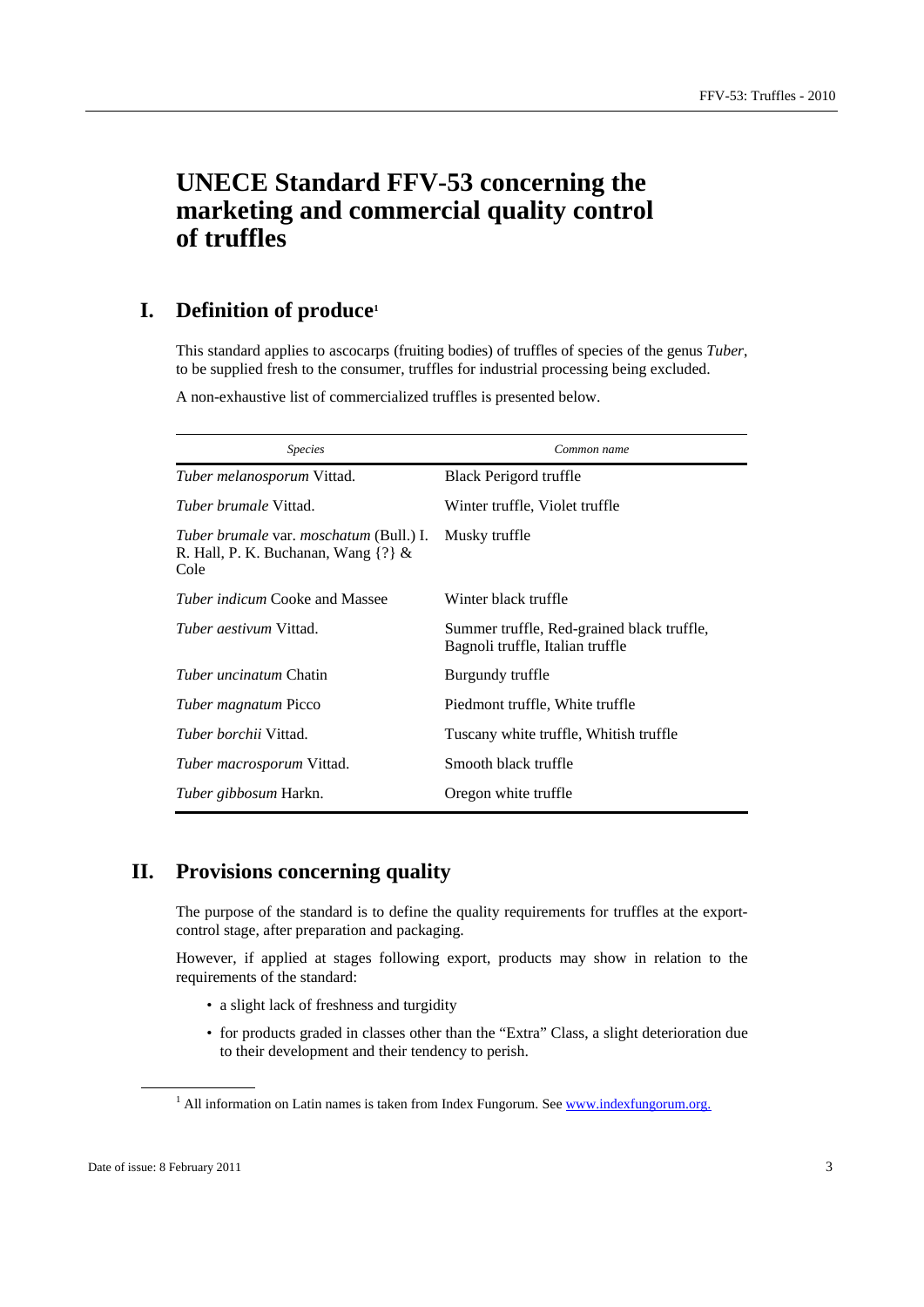# UNECE Standard FFV-53 concerning the marketing and commercial quality control of truffles

## I. Definition of produce[1]

This standard applies to ascocarps (fruiting bodies) of truffles of species of the genus *Tuber*, to be supplied fresh to the consumer, truffles for industrial processing being excluded.

A non-exhaustive list of commercialized truffles is presented below.

| *Species* | *Common name* |
|---|---|
| *Tuber melanosporum* Vittad. | Black Perigord truffle |
| *Tuber brumale* Vittad. | Winter truffle, Violet truffle |
| *Tuber brumale* var. *moschatum* (Bull.) I. R. Hall, P. K. Buchanan, Wang {?} & Cole | Musky truffle |
| *Tuber indicum* Cooke and Massee | Winter black truffle |
| *Tuber aestivum* Vittad. | Summer truffle, Red-grained black truffle, Bagnoli truffle, Italian truffle |
| *Tuber uncinatum* Chatin | Burgundy truffle |
| *Tuber magnatum* Picco | Piedmont truffle, White truffle |
| *Tuber borchii* Vittad. | Tuscany white truffle, Whitish truffle |
| *Tuber macrosporum* Vittad. | Smooth black truffle |
| *Tuber gibbosum* Harkn. | Oregon white truffle |

## II. Provisions concerning quality

The purpose of the standard is to define the quality requirements for truffles at the export-control stage, after preparation and packaging.

However, if applied at stages following export, products may show in relation to the requirements of the standard:

- a slight lack of freshness and turgidity
- for products graded in classes other than the "Extra" Class, a slight deterioration due to their development and their tendency to perish.

[1] All information on Latin names is taken from Index Fungorum. See www.indexfungorum.org.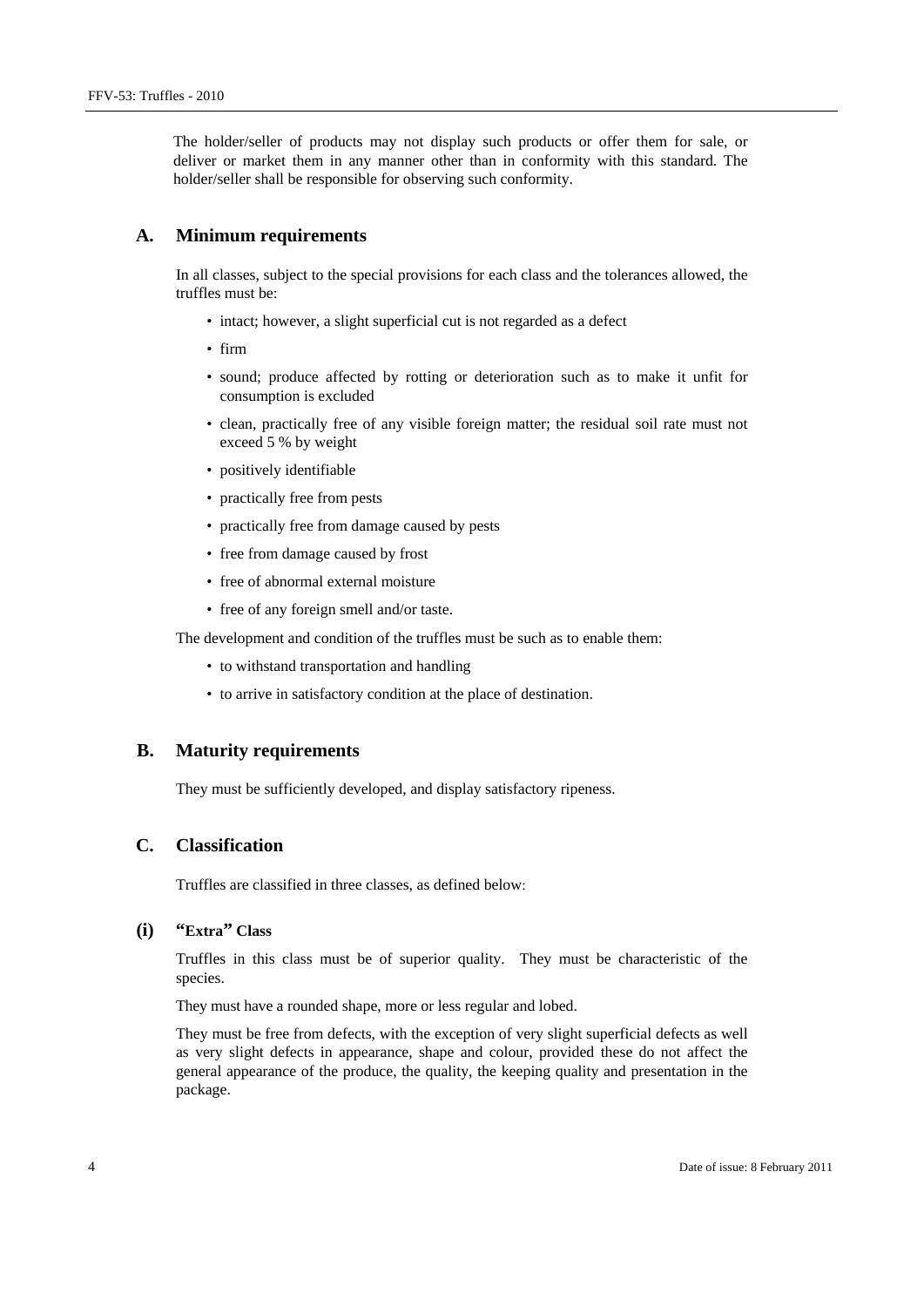The holder/seller of products may not display such products or offer them for sale, or deliver or market them in any manner other than in conformity with this standard. The holder/seller shall be responsible for observing such conformity.

## A. Minimum requirements

In all classes, subject to the special provisions for each class and the tolerances allowed, the truffles must be:

- intact; however, a slight superficial cut is not regarded as a defect
- firm
- sound; produce affected by rotting or deterioration such as to make it unfit for consumption is excluded
- clean, practically free of any visible foreign matter; the residual soil rate must not exceed 5 % by weight
- positively identifiable
- practically free from pests
- practically free from damage caused by pests
- free from damage caused by frost
- free of abnormal external moisture
- free of any foreign smell and/or taste.

The development and condition of the truffles must be such as to enable them:

- to withstand transportation and handling
- to arrive in satisfactory condition at the place of destination.

## B. Maturity requirements

They must be sufficiently developed, and display satisfactory ripeness.

## C. Classification

Truffles are classified in three classes, as defined below:

### (i) "Extra" Class

Truffles in this class must be of superior quality. They must be characteristic of the species.

They must have a rounded shape, more or less regular and lobed.

They must be free from defects, with the exception of very slight superficial defects as well as very slight defects in appearance, shape and colour, provided these do not affect the general appearance of the produce, the quality, the keeping quality and presentation in the package.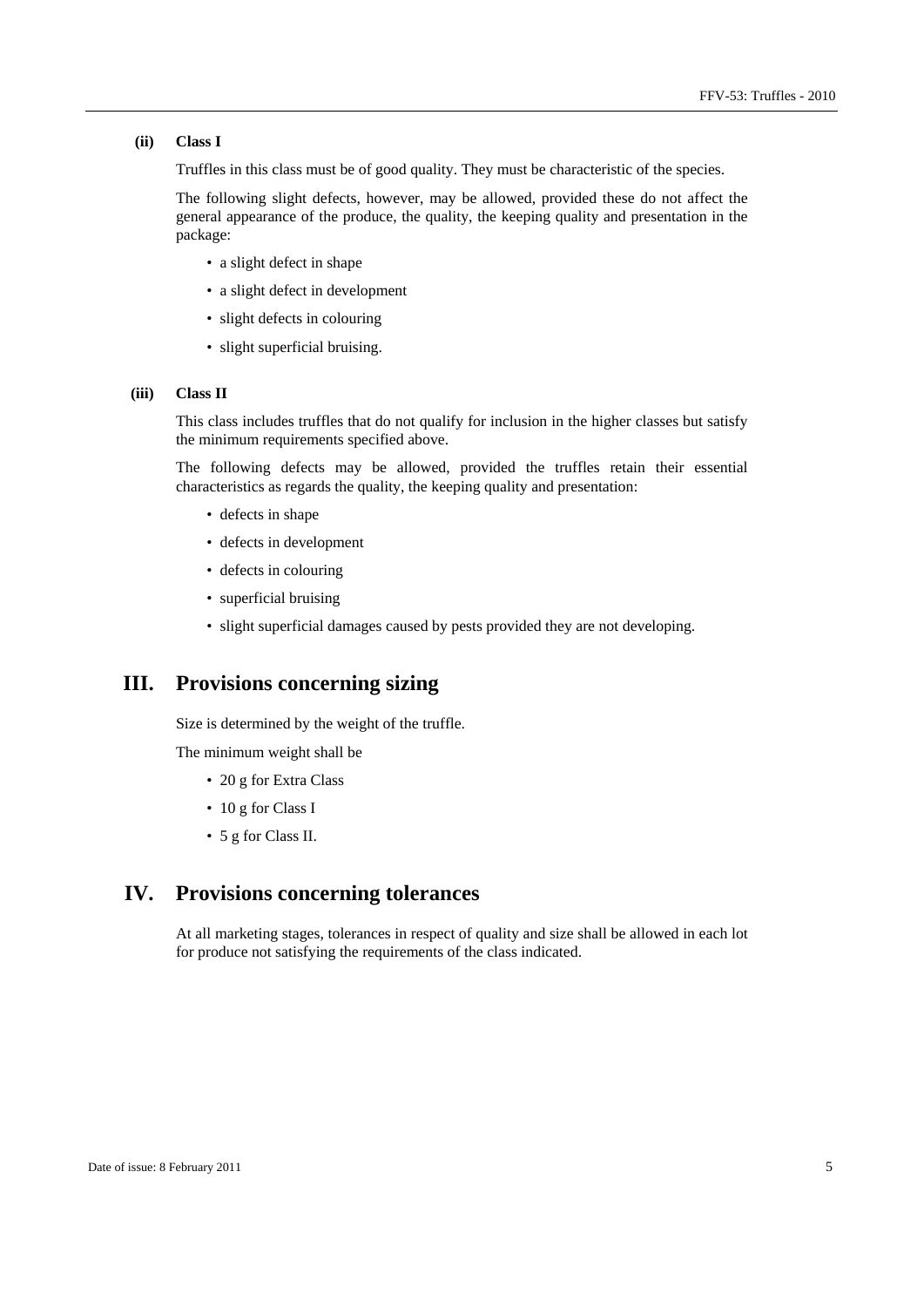### (ii) Class I

Truffles in this class must be of good quality. They must be characteristic of the species.

The following slight defects, however, may be allowed, provided these do not affect the general appearance of the produce, the quality, the keeping quality and presentation in the package:

- a slight defect in shape
- a slight defect in development
- slight defects in colouring
- slight superficial bruising.

### (iii) Class II

This class includes truffles that do not qualify for inclusion in the higher classes but satisfy the minimum requirements specified above.

The following defects may be allowed, provided the truffles retain their essential characteristics as regards the quality, the keeping quality and presentation:

- defects in shape
- defects in development
- defects in colouring
- superficial bruising
- slight superficial damages caused by pests provided they are not developing.

## III. Provisions concerning sizing

Size is determined by the weight of the truffle.

The minimum weight shall be

- 20 g for Extra Class
- 10 g for Class I
- 5 g for Class II.

## IV. Provisions concerning tolerances

At all marketing stages, tolerances in respect of quality and size shall be allowed in each lot for produce not satisfying the requirements of the class indicated.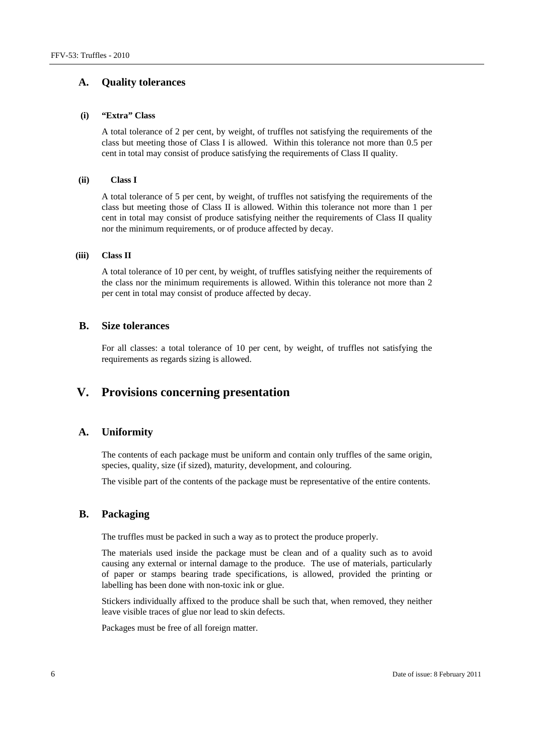### A. Quality tolerances

#### (i) "Extra" Class

A total tolerance of 2 per cent, by weight, of truffles not satisfying the requirements of the class but meeting those of Class I is allowed. Within this tolerance not more than 0.5 per cent in total may consist of produce satisfying the requirements of Class II quality.

#### (ii) Class I

A total tolerance of 5 per cent, by weight, of truffles not satisfying the requirements of the class but meeting those of Class II is allowed. Within this tolerance not more than 1 per cent in total may consist of produce satisfying neither the requirements of Class II quality nor the minimum requirements, or of produce affected by decay.

#### (iii) Class II

A total tolerance of 10 per cent, by weight, of truffles satisfying neither the requirements of the class nor the minimum requirements is allowed. Within this tolerance not more than 2 per cent in total may consist of produce affected by decay.

### B. Size tolerances

For all classes: a total tolerance of 10 per cent, by weight, of truffles not satisfying the requirements as regards sizing is allowed.

## V. Provisions concerning presentation

### A. Uniformity

The contents of each package must be uniform and contain only truffles of the same origin, species, quality, size (if sized), maturity, development, and colouring.

The visible part of the contents of the package must be representative of the entire contents.

### B. Packaging

The truffles must be packed in such a way as to protect the produce properly.

The materials used inside the package must be clean and of a quality such as to avoid causing any external or internal damage to the produce. The use of materials, particularly of paper or stamps bearing trade specifications, is allowed, provided the printing or labelling has been done with non-toxic ink or glue.

Stickers individually affixed to the produce shall be such that, when removed, they neither leave visible traces of glue nor lead to skin defects.

Packages must be free of all foreign matter.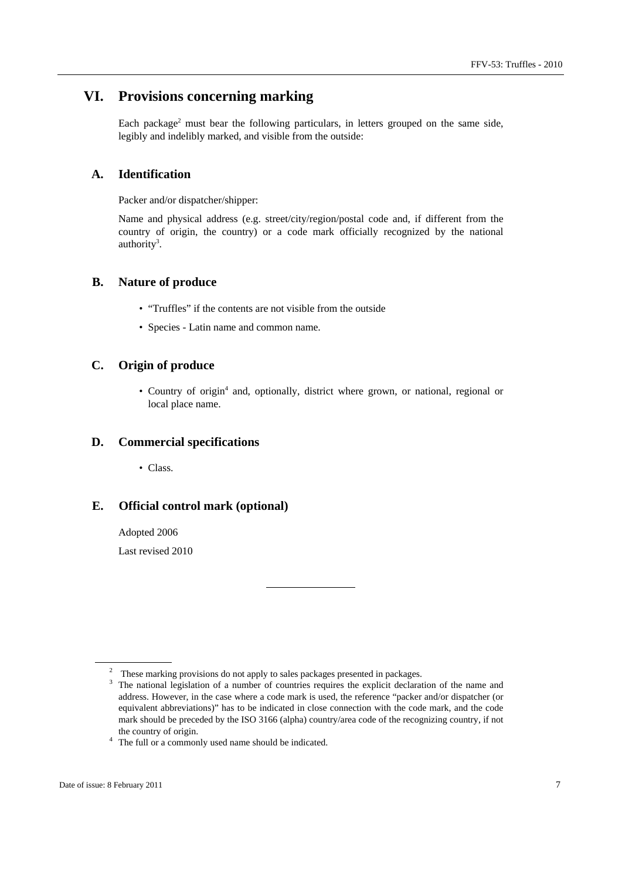# VI. Provisions concerning marking

Each package[2] must bear the following particulars, in letters grouped on the same side, legibly and indelibly marked, and visible from the outside:

## A. Identification

Packer and/or dispatcher/shipper:

Name and physical address (e.g. street/city/region/postal code and, if different from the country of origin, the country) or a code mark officially recognized by the national authority[3].

## B. Nature of produce

- "Truffles" if the contents are not visible from the outside
- Species - Latin name and common name.

## C. Origin of produce

- Country of origin[4] and, optionally, district where grown, or national, regional or local place name.

## D. Commercial specifications

- Class.

## E. Official control mark (optional)

Adopted 2006

Last revised 2010

---

[2] These marking provisions do not apply to sales packages presented in packages.

[3] The national legislation of a number of countries requires the explicit declaration of the name and address. However, in the case where a code mark is used, the reference "packer and/or dispatcher (or equivalent abbreviations)" has to be indicated in close connection with the code mark, and the code mark should be preceded by the ISO 3166 (alpha) country/area code of the recognizing country, if not the country of origin.

[4] The full or a commonly used name should be indicated.